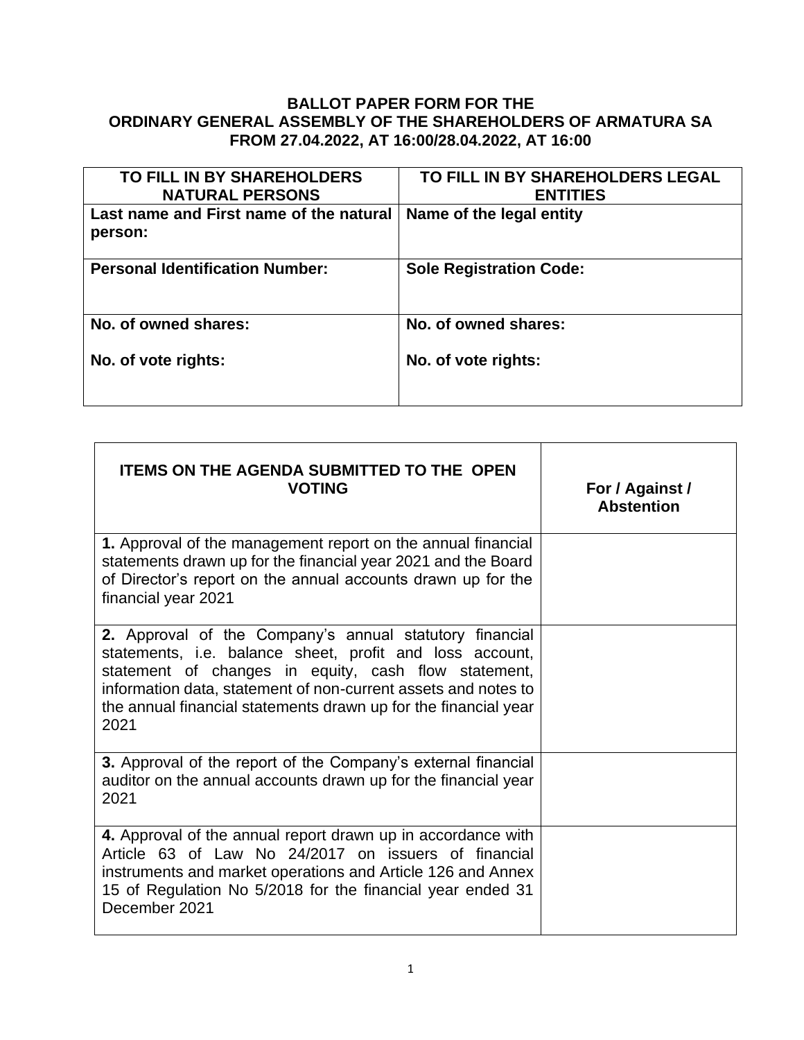# BALLOT PAPER FORM FOR THE ORDINARY GENERAL ASSEMBLY OF THE SHAREHOLDERS OF ARMATURA SA FROM 27.04.2022, AT 16:00/28.04.2022, AT 16:00

| TO FILL IN BY SHAREHOLDERS NATURAL PERSONS | TO FILL IN BY SHAREHOLDERS LEGAL ENTITIES |
|---|---|
| **Last name and First name of the natural person:** | **Name of the legal entity** |
| **Personal Identification Number:** | **Sole Registration Code:** |
| **No. of owned shares:**<br><br>**No. of vote rights:** | **No. of owned shares:**<br><br>**No. of vote rights:** |

| ITEMS ON THE AGENDA SUBMITTED TO THE OPEN VOTING | For / Against / Abstention |
|---|---|
| **1.** Approval of the management report on the annual financial statements drawn up for the financial year 2021 and the Board of Director's report on the annual accounts drawn up for the financial year 2021 | |
| **2.** Approval of the Company's annual statutory financial statements, i.e. balance sheet, profit and loss account, statement of changes in equity, cash flow statement, information data, statement of non-current assets and notes to the annual financial statements drawn up for the financial year 2021 | |
| **3.** Approval of the report of the Company's external financial auditor on the annual accounts drawn up for the financial year 2021 | |
| **4.** Approval of the annual report drawn up in accordance with Article 63 of Law No 24/2017 on issuers of financial instruments and market operations and Article 126 and Annex 15 of Regulation No 5/2018 for the financial year ended 31 December 2021 | |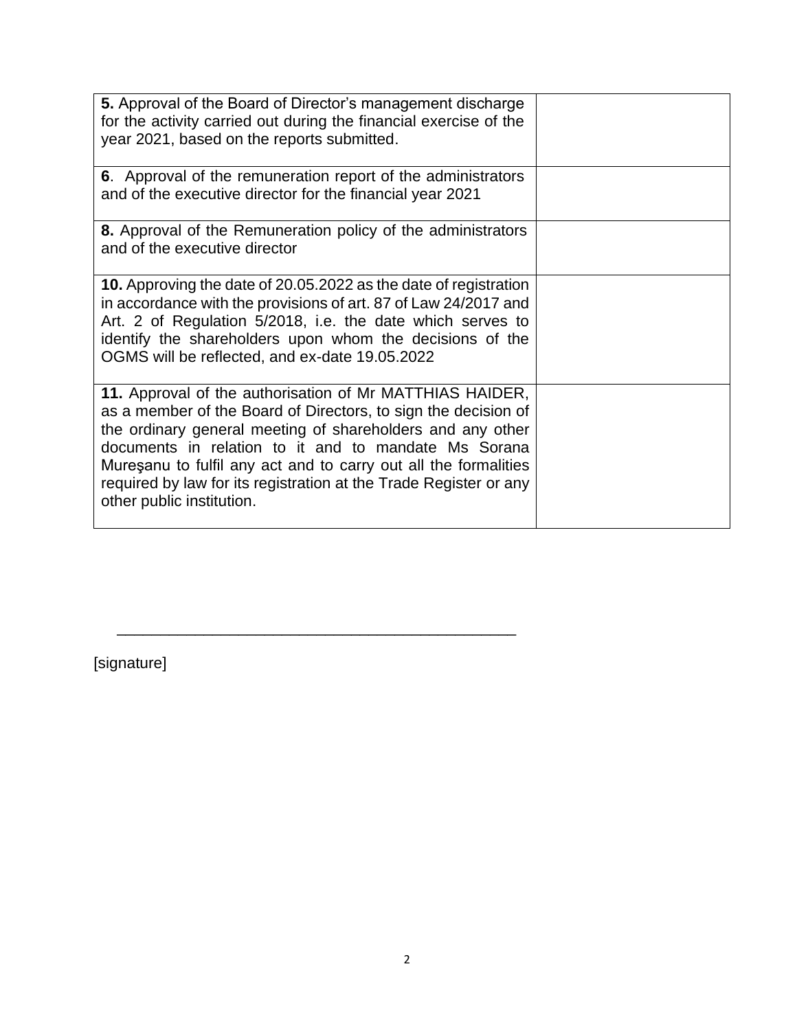| | |
|---|---|
| **5.** Approval of the Board of Director's management discharge for the activity carried out during the financial exercise of the year 2021, based on the reports submitted. | |
| **6**. Approval of the remuneration report of the administrators and of the executive director for the financial year 2021 | |
| **8.** Approval of the Remuneration policy of the administrators and of the executive director | |
| **10.** Approving the date of 20.05.2022 as the date of registration in accordance with the provisions of art. 87 of Law 24/2017 and Art. 2 of Regulation 5/2018, i.e. the date which serves to identify the shareholders upon whom the decisions of the OGMS will be reflected, and ex-date 19.05.2022 | |
| **11.** Approval of the authorisation of Mr MATTHIAS HAIDER, as a member of the Board of Directors, to sign the decision of the ordinary general meeting of shareholders and any other documents in relation to it and to mandate Ms Sorana Mureşanu to fulfil any act and to carry out all the formalities required by law for its registration at the Trade Register or any other public institution. | |

_______________________________________________

[signature]